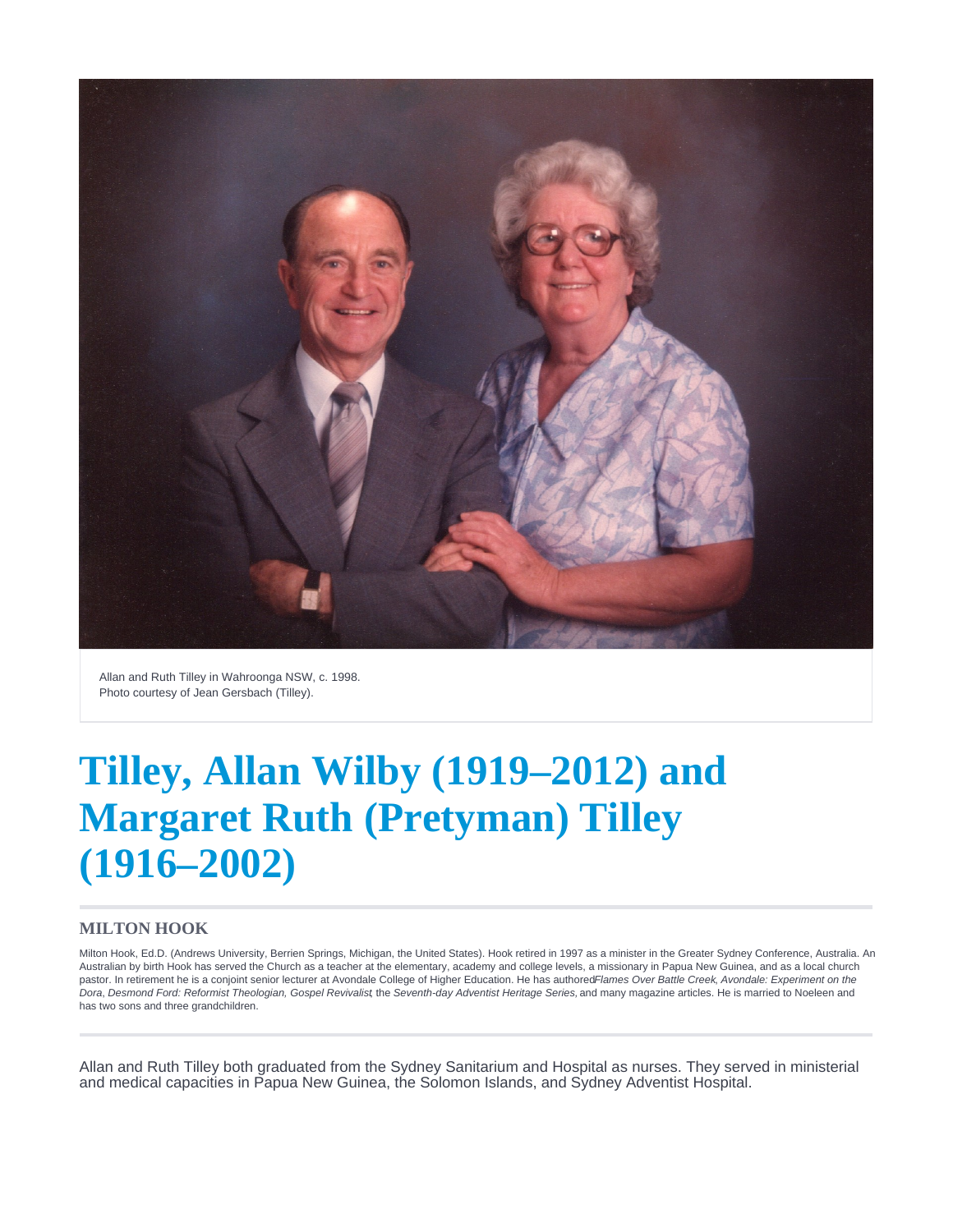Allan and Ruth Tilley in Wahroonga NSW, c. 1998.
Photo courtesy of Jean Gersbach (Tilley).

# Tilley, Allan Wilby (1919–2012) and Margaret Ruth (Pretyman) Tilley (1916–2002)

### MILTON HOOK

Milton Hook, Ed.D. (Andrews University, Berrien Springs, Michigan, the United States). Hook retired in 1997 as a minister in the Greater Sydney Conference, Australia. An Australian by birth Hook has served the Church as a teacher at the elementary, academy and college levels, a missionary in Papua New Guinea, and as a local church pastor. In retirement he is a conjoint senior lecturer at Avondale College of Higher Education. He has authored *Flames Over Battle Creek*, *Avondale: Experiment on the Dora*, *Desmond Ford: Reformist Theologian, Gospel Revivalist*, the *Seventh-day Adventist Heritage Series*, and many magazine articles. He is married to Noeleen and has two sons and three grandchildren.

Allan and Ruth Tilley both graduated from the Sydney Sanitarium and Hospital as nurses. They served in ministerial and medical capacities in Papua New Guinea, the Solomon Islands, and Sydney Adventist Hospital.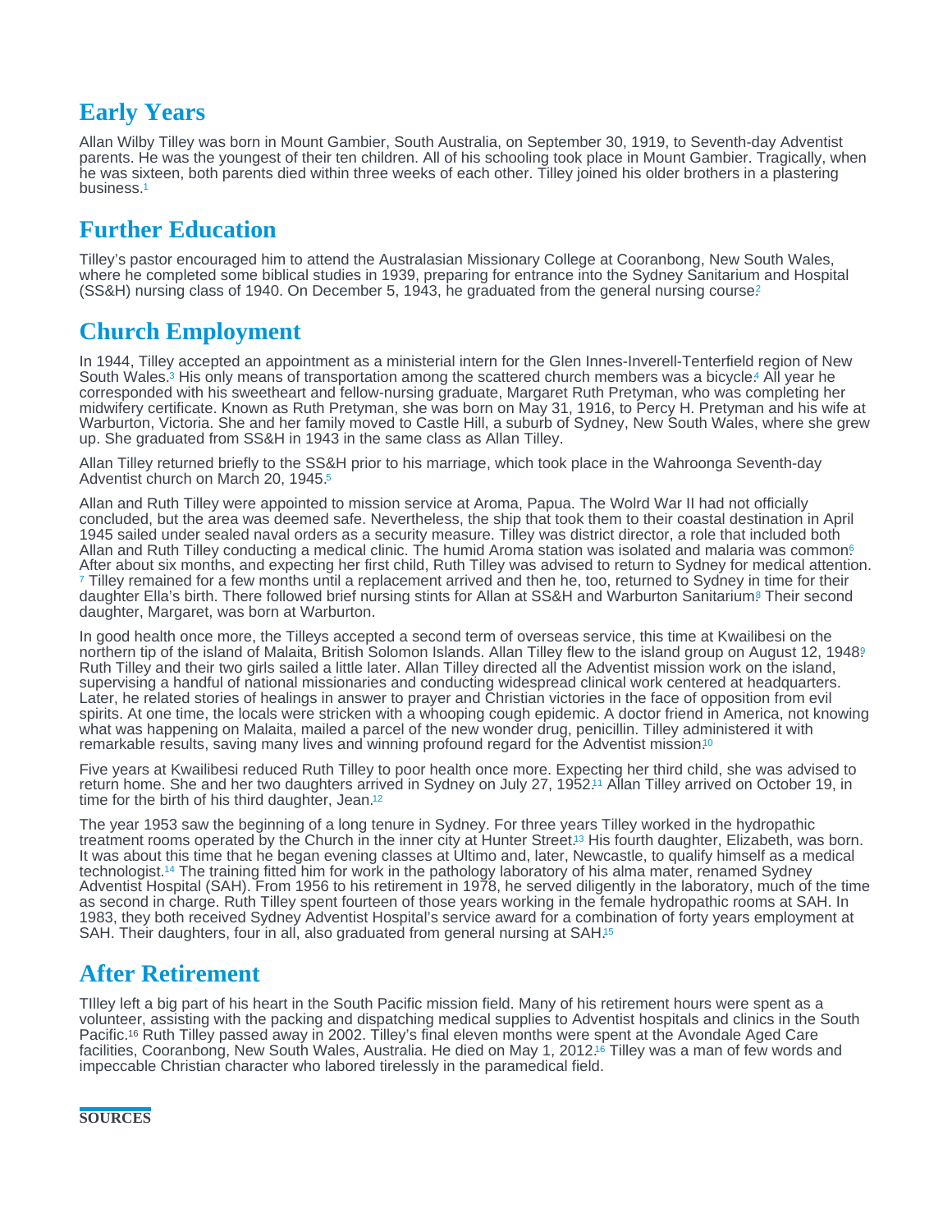## Early Years

Allan Wilby Tilley was born in Mount Gambier, South Australia, on September 30, 1919, to Seventh-day Adventist parents. He was the youngest of their ten children. All of his schooling took place in Mount Gambier. Tragically, when he was sixteen, both parents died within three weeks of each other. Tilley joined his older brothers in a plastering business.[1]

## Further Education

Tilley's pastor encouraged him to attend the Australasian Missionary College at Cooranbong, New South Wales, where he completed some biblical studies in 1939, preparing for entrance into the Sydney Sanitarium and Hospital (SS&H) nursing class of 1940. On December 5, 1943, he graduated from the general nursing course.[2]

## Church Employment

In 1944, Tilley accepted an appointment as a ministerial intern for the Glen Innes-Inverell-Tenterfield region of New South Wales.[3] His only means of transportation among the scattered church members was a bicycle.[4] All year he corresponded with his sweetheart and fellow-nursing graduate, Margaret Ruth Pretyman, who was completing her midwifery certificate. Known as Ruth Pretyman, she was born on May 31, 1916, to Percy H. Pretyman and his wife at Warburton, Victoria. She and her family moved to Castle Hill, a suburb of Sydney, New South Wales, where she grew up. She graduated from SS&H in 1943 in the same class as Allan Tilley.

Allan Tilley returned briefly to the SS&H prior to his marriage, which took place in the Wahroonga Seventh-day Adventist church on March 20, 1945.[5]

Allan and Ruth Tilley were appointed to mission service at Aroma, Papua. The Wolrd War II had not officially concluded, but the area was deemed safe. Nevertheless, the ship that took them to their coastal destination in April 1945 sailed under sealed naval orders as a security measure. Tilley was district director, a role that included both Allan and Ruth Tilley conducting a medical clinic. The humid Aroma station was isolated and malaria was common.[6] After about six months, and expecting her first child, Ruth Tilley was advised to return to Sydney for medical attention.[7] Tilley remained for a few months until a replacement arrived and then he, too, returned to Sydney in time for their daughter Ella's birth. There followed brief nursing stints for Allan at SS&H and Warburton Sanitarium.[8] Their second daughter, Margaret, was born at Warburton.

In good health once more, the Tilleys accepted a second term of overseas service, this time at Kwailibesi on the northern tip of the island of Malaita, British Solomon Islands. Allan Tilley flew to the island group on August 12, 1948.[9] Ruth Tilley and their two girls sailed a little later. Allan Tilley directed all the Adventist mission work on the island, supervising a handful of national missionaries and conducting widespread clinical work centered at headquarters. Later, he related stories of healings in answer to prayer and Christian victories in the face of opposition from evil spirits. At one time, the locals were stricken with a whooping cough epidemic. A doctor friend in America, not knowing what was happening on Malaita, mailed a parcel of the new wonder drug, penicillin. Tilley administered it with remarkable results, saving many lives and winning profound regard for the Adventist mission.[10]

Five years at Kwailibesi reduced Ruth Tilley to poor health once more. Expecting her third child, she was advised to return home. She and her two daughters arrived in Sydney on July 27, 1952.[11] Allan Tilley arrived on October 19, in time for the birth of his third daughter, Jean.[12]

The year 1953 saw the beginning of a long tenure in Sydney. For three years Tilley worked in the hydropathic treatment rooms operated by the Church in the inner city at Hunter Street.[13] His fourth daughter, Elizabeth, was born. It was about this time that he began evening classes at Ultimo and, later, Newcastle, to qualify himself as a medical technologist.[14] The training fitted him for work in the pathology laboratory of his alma mater, renamed Sydney Adventist Hospital (SAH). From 1956 to his retirement in 1978, he served diligently in the laboratory, much of the time as second in charge. Ruth Tilley spent fourteen of those years working in the female hydropathic rooms at SAH. In 1983, they both received Sydney Adventist Hospital's service award for a combination of forty years employment at SAH. Their daughters, four in all, also graduated from general nursing at SAH.[15]

## After Retirement

TIlley left a big part of his heart in the South Pacific mission field. Many of his retirement hours were spent as a volunteer, assisting with the packing and dispatching medical supplies to Adventist hospitals and clinics in the South Pacific.[16] Ruth Tilley passed away in 2002. Tilley's final eleven months were spent at the Avondale Aged Care facilities, Cooranbong, New South Wales, Australia. He died on May 1, 2012.[16] Tilley was a man of few words and impeccable Christian character who labored tirelessly in the paramedical field.

**SOURCES**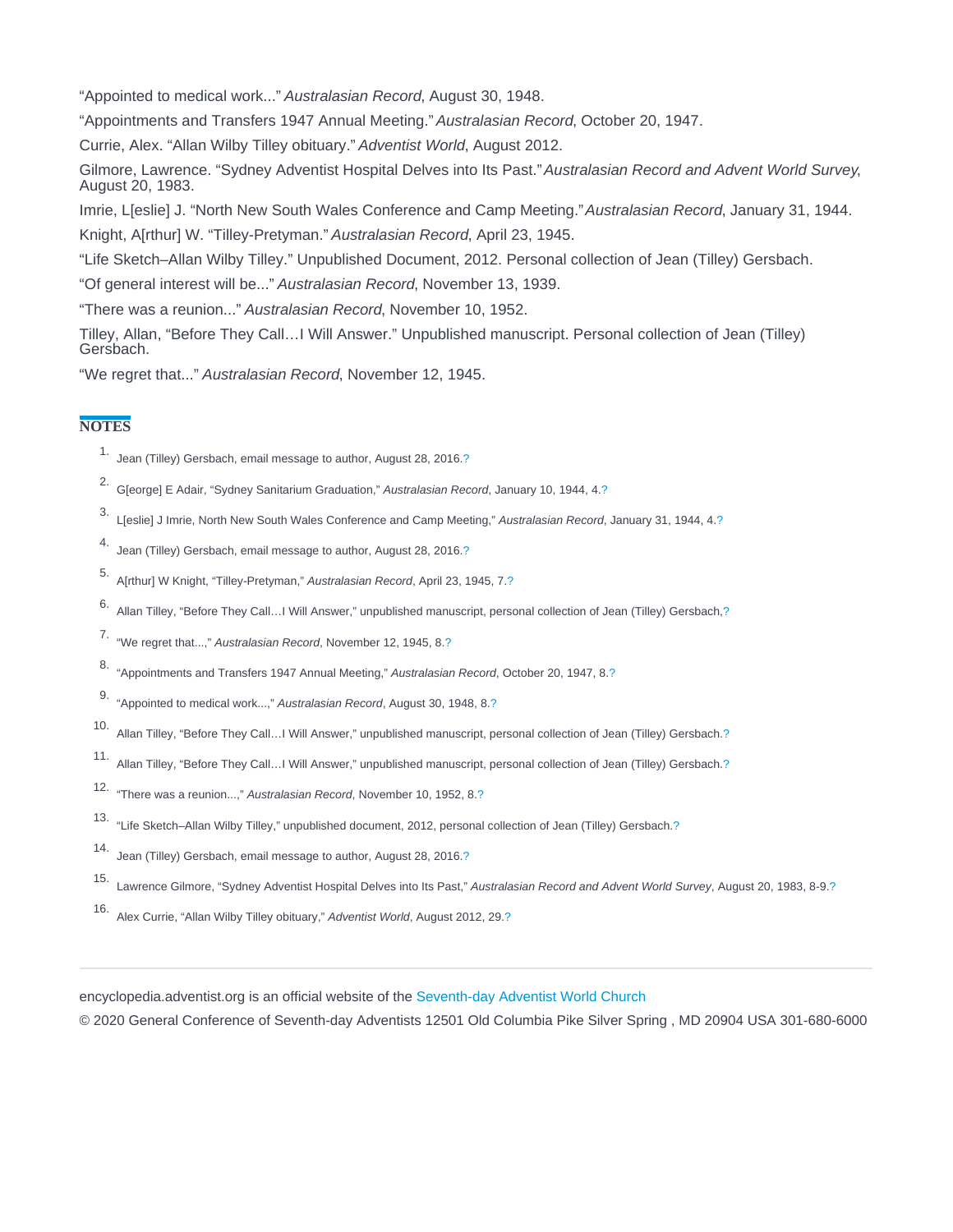"Appointed to medical work..." *Australasian Record*, August 30, 1948.

"Appointments and Transfers 1947 Annual Meeting." *Australasian Record*, October 20, 1947.

Currie, Alex. "Allan Wilby Tilley obituary." *Adventist World*, August 2012.

Gilmore, Lawrence. "Sydney Adventist Hospital Delves into Its Past." *Australasian Record and Advent World Survey*, August 20, 1983.

Imrie, L[eslie] J. "North New South Wales Conference and Camp Meeting." *Australasian Record*, January 31, 1944.

Knight, A[rthur] W. "Tilley-Pretyman." *Australasian Record*, April 23, 1945.

"Life Sketch–Allan Wilby Tilley." Unpublished Document, 2012. Personal collection of Jean (Tilley) Gersbach.

"Of general interest will be..." *Australasian Record*, November 13, 1939.

"There was a reunion..." *Australasian Record*, November 10, 1952.

Tilley, Allan, "Before They Call…I Will Answer." Unpublished manuscript. Personal collection of Jean (Tilley) Gersbach.

"We regret that..." *Australasian Record*, November 12, 1945.

## NOTES

1. Jean (Tilley) Gersbach, email message to author, August 28, 2016.?
2. G[eorge] E Adair, "Sydney Sanitarium Graduation," *Australasian Record*, January 10, 1944, 4.?
3. L[eslie] J Imrie, North New South Wales Conference and Camp Meeting," *Australasian Record*, January 31, 1944, 4.?
4. Jean (Tilley) Gersbach, email message to author, August 28, 2016.?
5. A[rthur] W Knight, "Tilley-Pretyman," *Australasian Record*, April 23, 1945, 7.?
6. Allan Tilley, "Before They Call…I Will Answer," unpublished manuscript, personal collection of Jean (Tilley) Gersbach,?
7. "We regret that...," *Australasian Record*, November 12, 1945, 8.?
8. "Appointments and Transfers 1947 Annual Meeting," *Australasian Record*, October 20, 1947, 8.?
9. "Appointed to medical work...," *Australasian Record*, August 30, 1948, 8.?
10. Allan Tilley, "Before They Call…I Will Answer," unpublished manuscript, personal collection of Jean (Tilley) Gersbach.?
11. Allan Tilley, "Before They Call…I Will Answer," unpublished manuscript, personal collection of Jean (Tilley) Gersbach.?
12. "There was a reunion...," *Australasian Record*, November 10, 1952, 8.?
13. "Life Sketch–Allan Wilby Tilley," unpublished document, 2012, personal collection of Jean (Tilley) Gersbach.?
14. Jean (Tilley) Gersbach, email message to author, August 28, 2016.?
15. Lawrence Gilmore, "Sydney Adventist Hospital Delves into Its Past," *Australasian Record and Advent World Survey*, August 20, 1983, 8-9.?
16. Alex Currie, "Allan Wilby Tilley obituary," *Adventist World*, August 2012, 29.?

encyclopedia.adventist.org is an official website of the Seventh-day Adventist World Church

© 2020 General Conference of Seventh-day Adventists 12501 Old Columbia Pike Silver Spring , MD 20904 USA 301-680-6000